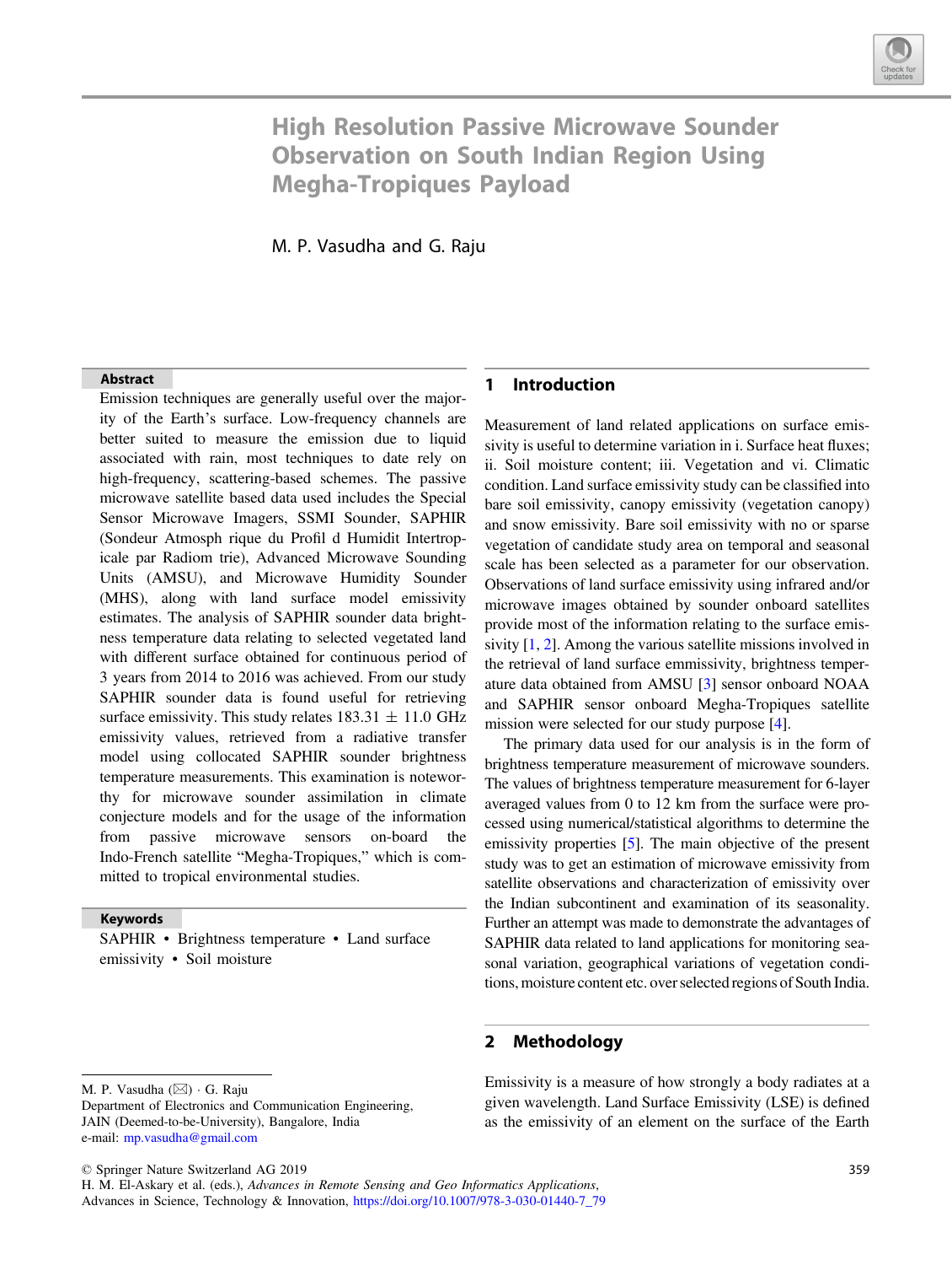# High Resolution Passive Microwave Sounder Observation on South Indian Region Using Megha-Tropiques Payload

M. P. Vasudha and G. Raju

## Abstract

Emission techniques are generally useful over the majority of the Earth's surface. Low-frequency channels are better suited to measure the emission due to liquid associated with rain, most techniques to date rely on high-frequency, scattering-based schemes. The passive microwave satellite based data used includes the Special Sensor Microwave Imagers, SSMI Sounder, SAPHIR (Sondeur Atmosph rique du Profil d Humidit Intertropicale par Radiom trie), Advanced Microwave Sounding Units (AMSU), and Microwave Humidity Sounder (MHS), along with land surface model emissivity estimates. The analysis of SAPHIR sounder data brightness temperature data relating to selected vegetated land with different surface obtained for continuous period of 3 years from 2014 to 2016 was achieved. From our study SAPHIR sounder data is found useful for retrieving surface emissivity. This study relates 183.31 ± 11.0 GHz emissivity values, retrieved from a radiative transfer model using collocated SAPHIR sounder brightness temperature measurements. This examination is noteworthy for microwave sounder assimilation in climate conjecture models and for the usage of the information from passive microwave sensors on-board the Indo-French satellite "Megha-Tropiques," which is committed to tropical environmental studies.

## Keywords

SAPHIR • Brightness temperature • Land surface emissivity • Soil moisture

M. P. Vasudha (✉) · G. Raju
Department of Electronics and Communication Engineering, JAIN (Deemed-to-be-University), Bangalore, India
e-mail: mp.vasudha@gmail.com

© Springer Nature Switzerland AG 2019
H. M. El-Askary et al. (eds.), *Advances in Remote Sensing and Geo Informatics Applications*, Advances in Science, Technology & Innovation, https://doi.org/10.1007/978-3-030-01440-7_79

## 1 Introduction

Measurement of land related applications on surface emissivity is useful to determine variation in i. Surface heat fluxes; ii. Soil moisture content; iii. Vegetation and vi. Climatic condition. Land surface emissivity study can be classified into bare soil emissivity, canopy emissivity (vegetation canopy) and snow emissivity. Bare soil emissivity with no or sparse vegetation of candidate study area on temporal and seasonal scale has been selected as a parameter for our observation. Observations of land surface emissivity using infrared and/or microwave images obtained by sounder onboard satellites provide most of the information relating to the surface emissivity [1, 2]. Among the various satellite missions involved in the retrieval of land surface emmissivity, brightness temperature data obtained from AMSU [3] sensor onboard NOAA and SAPHIR sensor onboard Megha-Tropiques satellite mission were selected for our study purpose [4].

The primary data used for our analysis is in the form of brightness temperature measurement of microwave sounders. The values of brightness temperature measurement for 6-layer averaged values from 0 to 12 km from the surface were processed using numerical/statistical algorithms to determine the emissivity properties [5]. The main objective of the present study was to get an estimation of microwave emissivity from satellite observations and characterization of emissivity over the Indian subcontinent and examination of its seasonality. Further an attempt was made to demonstrate the advantages of SAPHIR data related to land applications for monitoring seasonal variation, geographical variations of vegetation conditions, moisture content etc. over selected regions of South India.

## 2 Methodology

Emissivity is a measure of how strongly a body radiates at a given wavelength. Land Surface Emissivity (LSE) is defined as the emissivity of an element on the surface of the Earth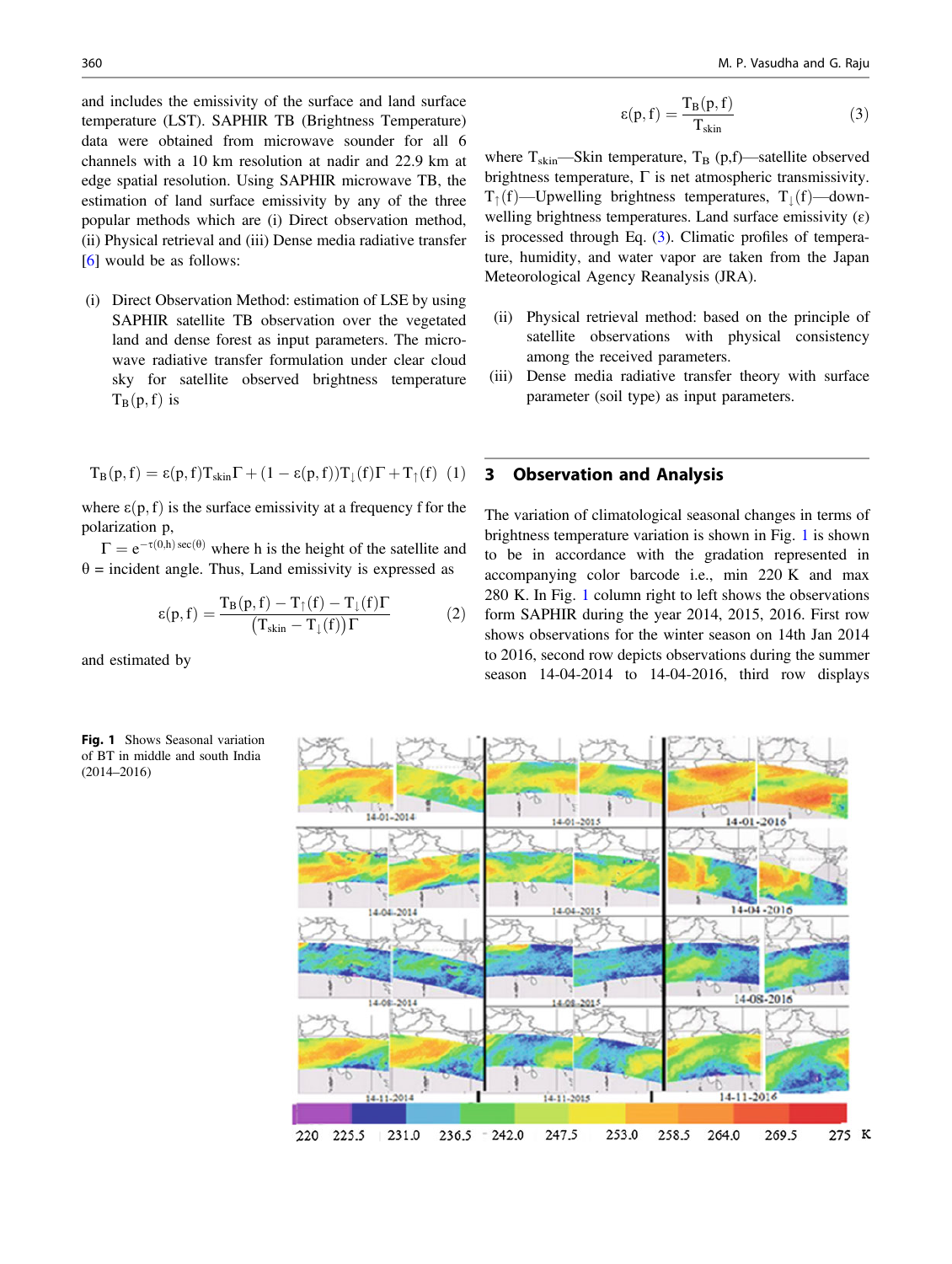and includes the emissivity of the surface and land surface temperature (LST). SAPHIR TB (Brightness Temperature) data were obtained from microwave sounder for all 6 channels with a 10 km resolution at nadir and 22.9 km at edge spatial resolution. Using SAPHIR microwave TB, the estimation of land surface emissivity by any of the three popular methods which are (i) Direct observation method, (ii) Physical retrieval and (iii) Dense media radiative transfer [6] would be as follows:

(i) Direct Observation Method: estimation of LSE by using SAPHIR satellite TB observation over the vegetated land and dense forest as input parameters. The microwave radiative transfer formulation under clear cloud sky for satellite observed brightness temperature $T_B(p, f)$ is

$$T_B(p, f) = \varepsilon(p, f) T_{skin} \Gamma + (1 - \varepsilon(p, f)) T_{\downarrow}(f) \Gamma + T_{\uparrow}(f) \quad (1)$$

where $\varepsilon(p, f)$ is the surface emissivity at a frequency f for the polarization p,

$\Gamma = e^{-\tau(0,h)\sec(\theta)}$ where h is the height of the satellite and $\theta$ = incident angle. Thus, Land emissivity is expressed as

$$\varepsilon(p, f) = \frac{T_B(p, f) - T_{\uparrow}(f) - T_{\downarrow}(f)\Gamma}{(T_{skin} - T_{\downarrow}(f))\Gamma} \quad (2)$$

and estimated by

$$\varepsilon(p, f) = \frac{T_B(p, f)}{T_{skin}} \quad (3)$$

where $T_{skin}$—Skin temperature, $T_B$ (p,f)—satellite observed brightness temperature, $\Gamma$ is net atmospheric transmissivity. $T_{\uparrow}(f)$—Upwelling brightness temperatures, $T_{\downarrow}(f)$—downwelling brightness temperatures. Land surface emissivity ($\varepsilon$) is processed through Eq. (3). Climatic profiles of temperature, humidity, and water vapor are taken from the Japan Meteorological Agency Reanalysis (JRA).

(ii) Physical retrieval method: based on the principle of satellite observations with physical consistency among the received parameters.

(iii) Dense media radiative transfer theory with surface parameter (soil type) as input parameters.

## 3 Observation and Analysis

The variation of climatological seasonal changes in terms of brightness temperature variation is shown in Fig. 1 is shown to be in accordance with the gradation represented in accompanying color barcode i.e., min 220 K and max 280 K. In Fig. 1 column right to left shows the observations form SAPHIR during the year 2014, 2015, 2016. First row shows observations for the winter season on 14th Jan 2014 to 2016, second row depicts observations during the summer season 14-04-2014 to 14-04-2016, third row displays

**Fig. 1** Shows Seasonal variation of BT in middle and south India (2014–2016)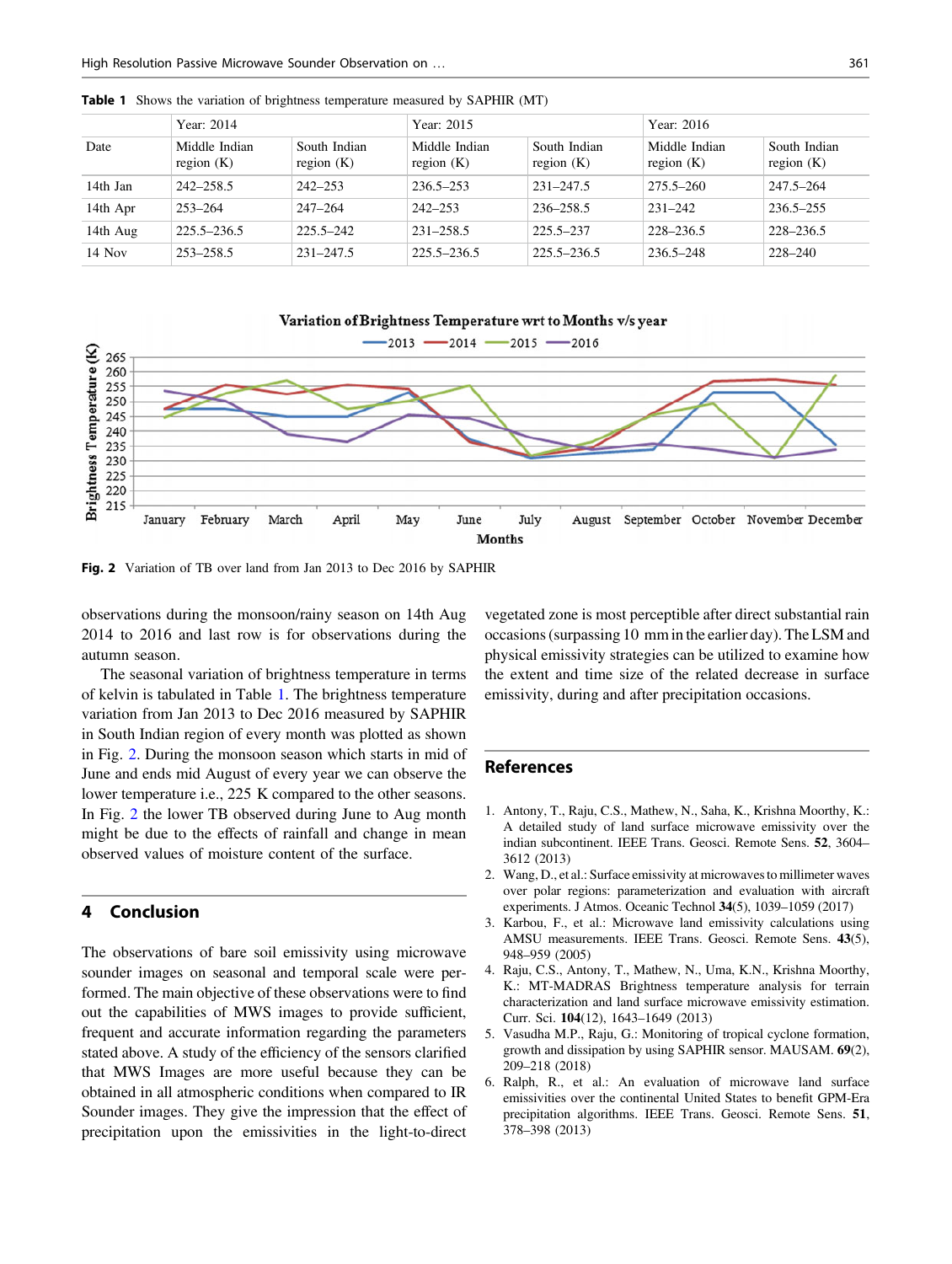**Table 1** Shows the variation of brightness temperature measured by SAPHIR (MT)

| | Year: 2014 | | Year: 2015 | | Year: 2016 | |
|---|---|---|---|---|---|---|
| Date | Middle Indian region (K) | South Indian region (K) | Middle Indian region (K) | South Indian region (K) | Middle Indian region (K) | South Indian region (K) |
| 14th Jan | 242–258.5 | 242–253 | 236.5–253 | 231–247.5 | 275.5–260 | 247.5–264 |
| 14th Apr | 253–264 | 247–264 | 242–253 | 236–258.5 | 231–242 | 236.5–255 |
| 14th Aug | 225.5–236.5 | 225.5–242 | 231–258.5 | 225.5–237 | 228–236.5 | 228–236.5 |
| 14 Nov | 253–258.5 | 231–247.5 | 225.5–236.5 | 225.5–236.5 | 236.5–248 | 228–240 |

Variation of Brightness Temperature wrt to Months v/s year

2013 2014 2015 2016

Brightness Temperature (K)

265 260 255 250 245 240 235 230 225 220 215

January February March April May June July August September October November December

Months

**Fig. 2** Variation of TB over land from Jan 2013 to Dec 2016 by SAPHIR

observations during the monsoon/rainy season on 14th Aug 2014 to 2016 and last row is for observations during the autumn season.

The seasonal variation of brightness temperature in terms of kelvin is tabulated in Table 1. The brightness temperature variation from Jan 2013 to Dec 2016 measured by SAPHIR in South Indian region of every month was plotted as shown in Fig. 2. During the monsoon season which starts in mid of June and ends mid August of every year we can observe the lower temperature i.e., 225 K compared to the other seasons. In Fig. 2 the lower TB observed during June to Aug month might be due to the effects of rainfall and change in mean observed values of moisture content of the surface.

## 4 Conclusion

The observations of bare soil emissivity using microwave sounder images on seasonal and temporal scale were performed. The main objective of these observations were to find out the capabilities of MWS images to provide sufficient, frequent and accurate information regarding the parameters stated above. A study of the efficiency of the sensors clarified that MWS Images are more useful because they can be obtained in all atmospheric conditions when compared to IR Sounder images. They give the impression that the effect of precipitation upon the emissivities in the light-to-direct vegetated zone is most perceptible after direct substantial rain occasions (surpassing 10 mm in the earlier day). The LSM and physical emissivity strategies can be utilized to examine how the extent and time size of the related decrease in surface emissivity, during and after precipitation occasions.

## References

1. Antony, T., Raju, C.S., Mathew, N., Saha, K., Krishna Moorthy, K.: A detailed study of land surface microwave emissivity over the indian subcontinent. IEEE Trans. Geosci. Remote Sens. **52**, 3604–3612 (2013)
2. Wang, D., et al.: Surface emissivity at microwaves to millimeter waves over polar regions: parameterization and evaluation with aircraft experiments. J Atmos. Oceanic Technol **34**(5), 1039–1059 (2017)
3. Karbou, F., et al.: Microwave land emissivity calculations using AMSU measurements. IEEE Trans. Geosci. Remote Sens. **43**(5), 948–959 (2005)
4. Raju, C.S., Antony, T., Mathew, N., Uma, K.N., Krishna Moorthy, K.: MT-MADRAS Brightness temperature analysis for terrain characterization and land surface microwave emissivity estimation. Curr. Sci. **104**(12), 1643–1649 (2013)
5. Vasudha M.P., Raju, G.: Monitoring of tropical cyclone formation, growth and dissipation by using SAPHIR sensor. MAUSAM. **69**(2), 209–218 (2018)
6. Ralph, R., et al.: An evaluation of microwave land surface emissivities over the continental United States to benefit GPM-Era precipitation algorithms. IEEE Trans. Geosci. Remote Sens. **51**, 378–398 (2013)